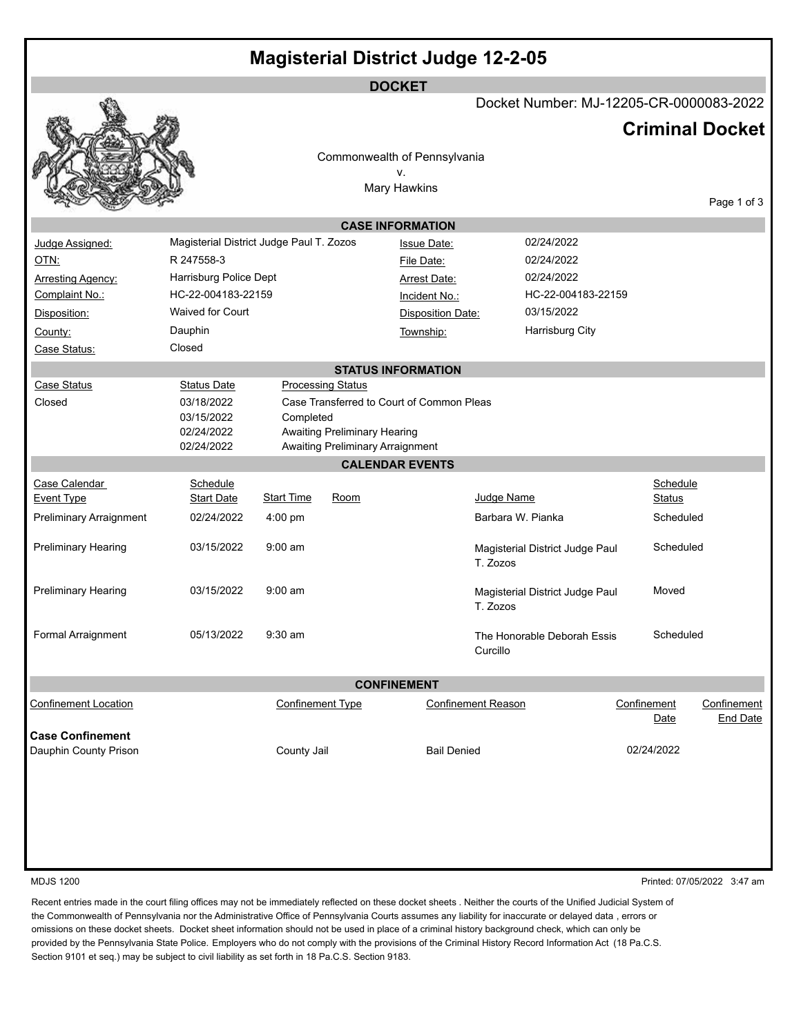# Magisterial District Judge 12-2-05

## DOCKET

Docket Number: MJ-12205-CR-0000083-2022

## Criminal Docket

Commonwealth of Pennsylvania
v.
Mary Hawkins

### CASE INFORMATION

| | | | |
|---|---|---|---|
| Judge Assigned: | Magisterial District Judge Paul T. Zozos | Issue Date: | 02/24/2022 |
| OTN: | R 247558-3 | File Date: | 02/24/2022 |
| Arresting Agency: | Harrisburg Police Dept | Arrest Date: | 02/24/2022 |
| Complaint No.: | HC-22-004183-22159 | Incident No.: | HC-22-004183-22159 |
| Disposition: | Waived for Court | Disposition Date: | 03/15/2022 |
| County: | Dauphin | Township: | Harrisburg City |
| Case Status: | Closed | | |

### STATUS INFORMATION

| Case Status | Status Date | Processing Status |
|---|---|---|
| Closed | 03/18/2022 | Case Transferred to Court of Common Pleas |
| | 03/15/2022 | Completed |
| | 02/24/2022 | Awaiting Preliminary Hearing |
| | 02/24/2022 | Awaiting Preliminary Arraignment |

### CALENDAR EVENTS

| Case Calendar Event Type | Schedule Start Date | Start Time | Room | Judge Name | Schedule Status |
|---|---|---|---|---|---|
| Preliminary Arraignment | 02/24/2022 | 4:00 pm | | Barbara W. Pianka | Scheduled |
| Preliminary Hearing | 03/15/2022 | 9:00 am | | Magisterial District Judge Paul T. Zozos | Scheduled |
| Preliminary Hearing | 03/15/2022 | 9:00 am | | Magisterial District Judge Paul T. Zozos | Moved |
| Formal Arraignment | 05/13/2022 | 9:30 am | | The Honorable Deborah Essis Curcillo | Scheduled |

### CONFINEMENT

| Confinement Location | Confinement Type | Confinement Reason | Confinement Date | Confinement End Date |
|---|---|---|---|---|
| **Case Confinement** | | | | |
| Dauphin County Prison | County Jail | Bail Denied | 02/24/2022 | |

MDJS 1200

Printed: 07/05/2022 3:47 am

Recent entries made in the court filing offices may not be immediately reflected on these docket sheets . Neither the courts of the Unified Judicial System of the Commonwealth of Pennsylvania nor the Administrative Office of Pennsylvania Courts assumes any liability for inaccurate or delayed data , errors or omissions on these docket sheets. Docket sheet information should not be used in place of a criminal history background check, which can only be provided by the Pennsylvania State Police. Employers who do not comply with the provisions of the Criminal History Record Information Act (18 Pa.C.S. Section 9101 et seq.) may be subject to civil liability as set forth in 18 Pa.C.S. Section 9183.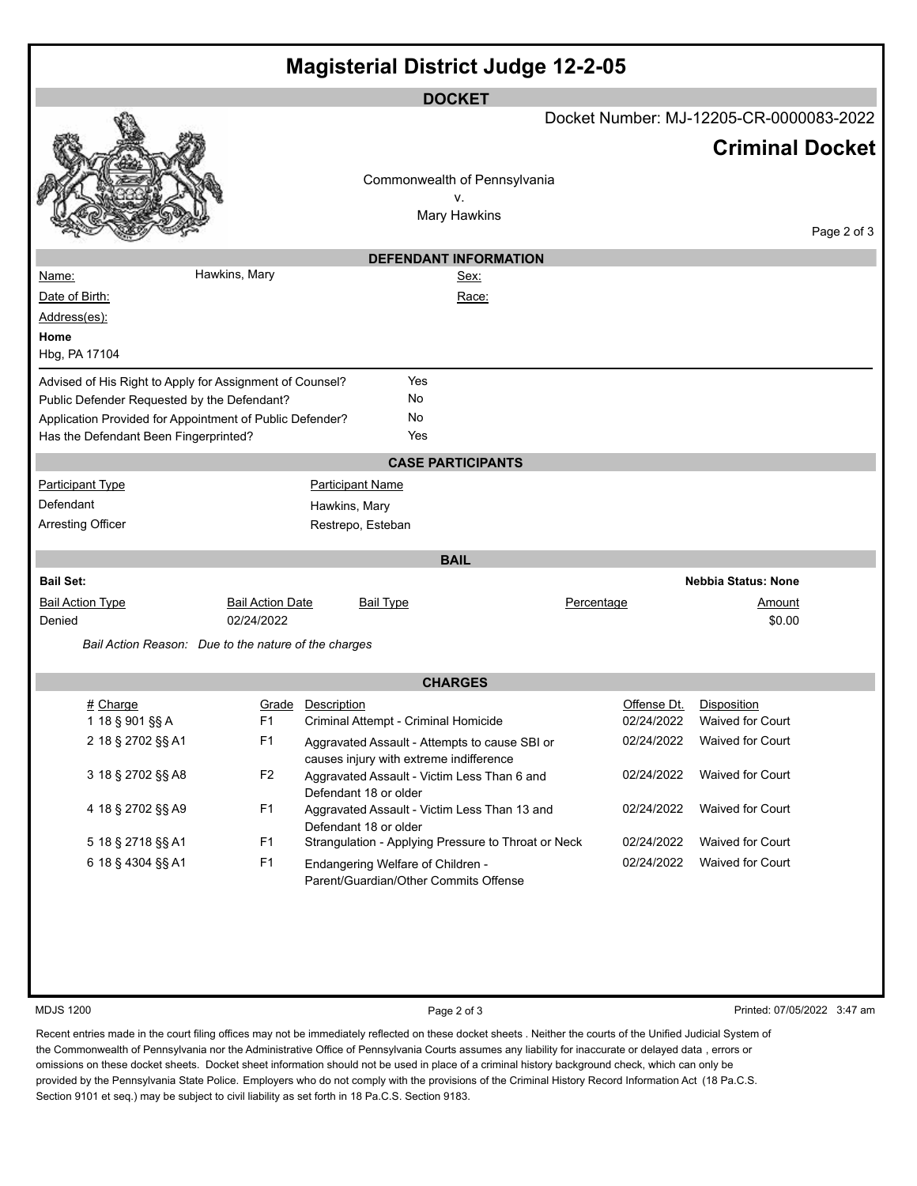# Magisterial District Judge 12-2-05

## DOCKET

Docket Number: MJ-12205-CR-0000083-2022

**Criminal Docket**

Commonwealth of Pennsylvania
v.
Mary Hawkins

## DEFENDANT INFORMATION

Name: Hawkins, Mary

Sex:

Date of Birth:

Race:

Address(es):

**Home**
Hbg, PA 17104

| | |
|---|---|
| Advised of His Right to Apply for Assignment of Counsel? | Yes |
| Public Defender Requested by the Defendant? | No |
| Application Provided for Appointment of Public Defender? | No |
| Has the Defendant Been Fingerprinted? | Yes |

## CASE PARTICIPANTS

| Participant Type | Participant Name |
|---|---|
| Defendant | Hawkins, Mary |
| Arresting Officer | Restrepo, Esteban |

## BAIL

**Bail Set:**

**Nebbia Status: None**

| Bail Action Type | Bail Action Date | Bail Type | Percentage | Amount |
|---|---|---|---|---|
| Denied | 02/24/2022 | | | $0.00 |

*Bail Action Reason: Due to the nature of the charges*

## CHARGES

| # | Charge | Grade | Description | Offense Dt. | Disposition |
|---|---|---|---|---|---|
| 1 | 18 § 901 §§ A | F1 | Criminal Attempt - Criminal Homicide | 02/24/2022 | Waived for Court |
| 2 | 18 § 2702 §§ A1 | F1 | Aggravated Assault - Attempts to cause SBI or causes injury with extreme indifference | 02/24/2022 | Waived for Court |
| 3 | 18 § 2702 §§ A8 | F2 | Aggravated Assault - Victim Less Than 6 and Defendant 18 or older | 02/24/2022 | Waived for Court |
| 4 | 18 § 2702 §§ A9 | F1 | Aggravated Assault - Victim Less Than 13 and Defendant 18 or older | 02/24/2022 | Waived for Court |
| 5 | 18 § 2718 §§ A1 | F1 | Strangulation - Applying Pressure to Throat or Neck | 02/24/2022 | Waived for Court |
| 6 | 18 § 4304 §§ A1 | F1 | Endangering Welfare of Children - Parent/Guardian/Other Commits Offense | 02/24/2022 | Waived for Court |

MDJS 1200

Printed: 07/05/2022 3:47 am

Recent entries made in the court filing offices may not be immediately reflected on these docket sheets . Neither the courts of the Unified Judicial System of the Commonwealth of Pennsylvania nor the Administrative Office of Pennsylvania Courts assumes any liability for inaccurate or delayed data , errors or omissions on these docket sheets. Docket sheet information should not be used in place of a criminal history background check, which can only be provided by the Pennsylvania State Police. Employers who do not comply with the provisions of the Criminal History Record Information Act (18 Pa.C.S. Section 9101 et seq.) may be subject to civil liability as set forth in 18 Pa.C.S. Section 9183.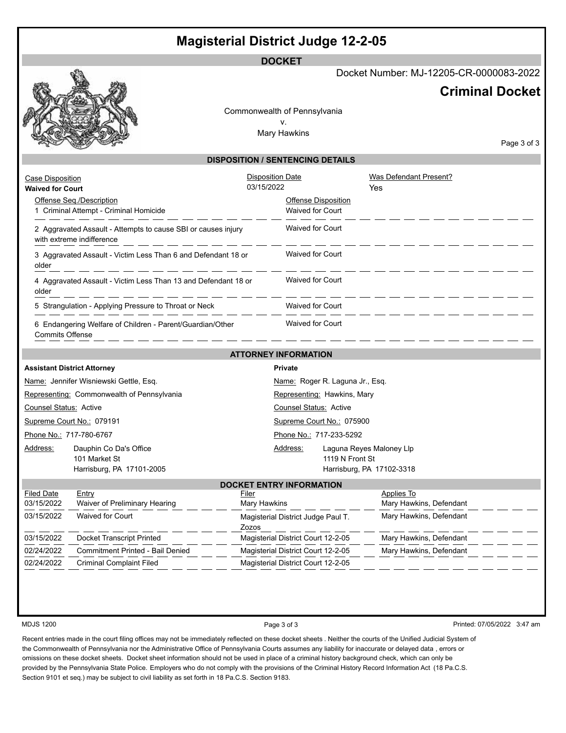# Magisterial District Judge 12-2-05

## DOCKET

Docket Number: MJ-12205-CR-0000083-2022

## Criminal Docket

Commonwealth of Pennsylvania
v.
Mary Hawkins

### DISPOSITION / SENTENCING DETAILS

| Case Disposition | Disposition Date | Was Defendant Present? |
|---|---|---|
| **Waived for Court** | 03/15/2022 | Yes |

| Offense Seq./Description | Offense Disposition |
|---|---|
| 1 Criminal Attempt - Criminal Homicide | Waived for Court |
| 2 Aggravated Assault - Attempts to cause SBI or causes injury with extreme indifference | Waived for Court |
| 3 Aggravated Assault - Victim Less Than 6 and Defendant 18 or older | Waived for Court |
| 4 Aggravated Assault - Victim Less Than 13 and Defendant 18 or older | Waived for Court |
| 5 Strangulation - Applying Pressure to Throat or Neck | Waived for Court |
| 6 Endangering Welfare of Children - Parent/Guardian/Other Commits Offense | Waived for Court |

### ATTORNEY INFORMATION

**Assistant District Attorney**

Name: Jennifer Wisniewski Gettle, Esq.
Representing: Commonwealth of Pennsylvania
Counsel Status: Active
Supreme Court No.: 079191
Phone No.: 717-780-6767
Address: Dauphin Co Da's Office
101 Market St
Harrisburg, PA 17101-2005

**Private**

Name: Roger R. Laguna Jr., Esq.
Representing: Hawkins, Mary
Counsel Status: Active
Supreme Court No.: 075900
Phone No.: 717-233-5292
Address: Laguna Reyes Maloney Llp
1119 N Front St
Harrisburg, PA 17102-3318

### DOCKET ENTRY INFORMATION

| Filed Date | Entry | Filer | Applies To |
|---|---|---|---|
| 03/15/2022 | Waiver of Preliminary Hearing | Mary Hawkins | Mary Hawkins, Defendant |
| 03/15/2022 | Waived for Court | Magisterial District Judge Paul T. Zozos | Mary Hawkins, Defendant |
| 03/15/2022 | Docket Transcript Printed | Magisterial District Court 12-2-05 | Mary Hawkins, Defendant |
| 02/24/2022 | Commitment Printed - Bail Denied | Magisterial District Court 12-2-05 | Mary Hawkins, Defendant |
| 02/24/2022 | Criminal Complaint Filed | Magisterial District Court 12-2-05 | |

MDJS 1200

Printed: 07/05/2022 3:47 am

Recent entries made in the court filing offices may not be immediately reflected on these docket sheets . Neither the courts of the Unified Judicial System of the Commonwealth of Pennsylvania nor the Administrative Office of Pennsylvania Courts assumes any liability for inaccurate or delayed data , errors or omissions on these docket sheets. Docket sheet information should not be used in place of a criminal history background check, which can only be provided by the Pennsylvania State Police. Employers who do not comply with the provisions of the Criminal History Record Information Act (18 Pa.C.S. Section 9101 et seq.) may be subject to civil liability as set forth in 18 Pa.C.S. Section 9183.